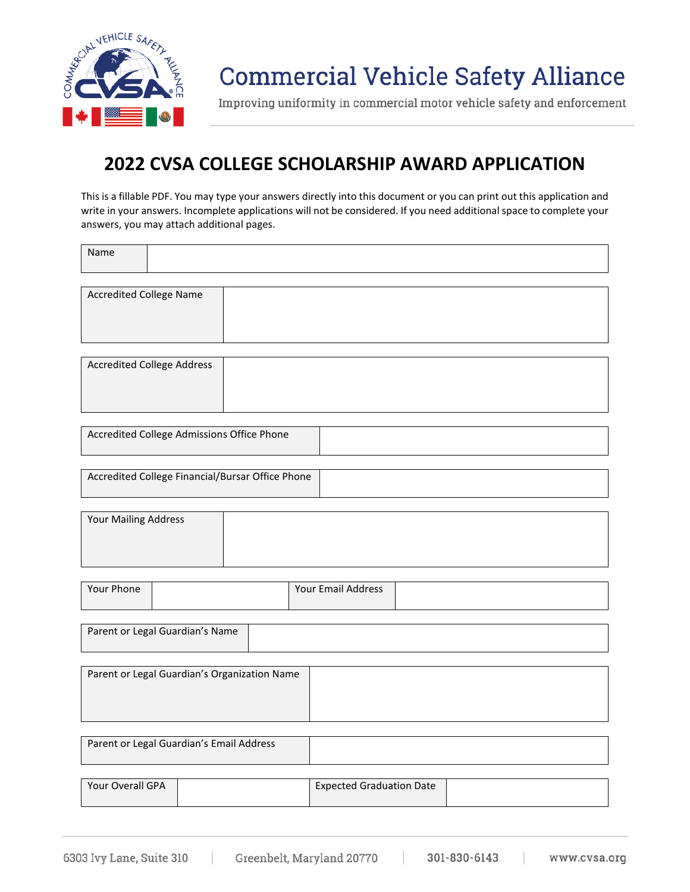# Commercial Vehicle Safety Alliance

Improving uniformity in commercial motor vehicle safety and enforcement

## 2022 CVSA COLLEGE SCHOLARSHIP AWARD APPLICATION

This is a fillable PDF. You may type your answers directly into this document or you can print out this application and write in your answers. Incomplete applications will not be considered. If you need additional space to complete your answers, you may attach additional pages.

| Name | |
|---|---|

| Accredited College Name | |
|---|---|

| Accredited College Address | |
|---|---|

| Accredited College Admissions Office Phone | |
|---|---|

| Accredited College Financial/Bursar Office Phone | |
|---|---|

| Your Mailing Address | |
|---|---|

| Your Phone | | Your Email Address | |
|---|---|---|---|

| Parent or Legal Guardian's Name | |
|---|---|

| Parent or Legal Guardian's Organization Name | |
|---|---|

| Parent or Legal Guardian's Email Address | |
|---|---|

| Your Overall GPA | | Expected Graduation Date | |
|---|---|---|---|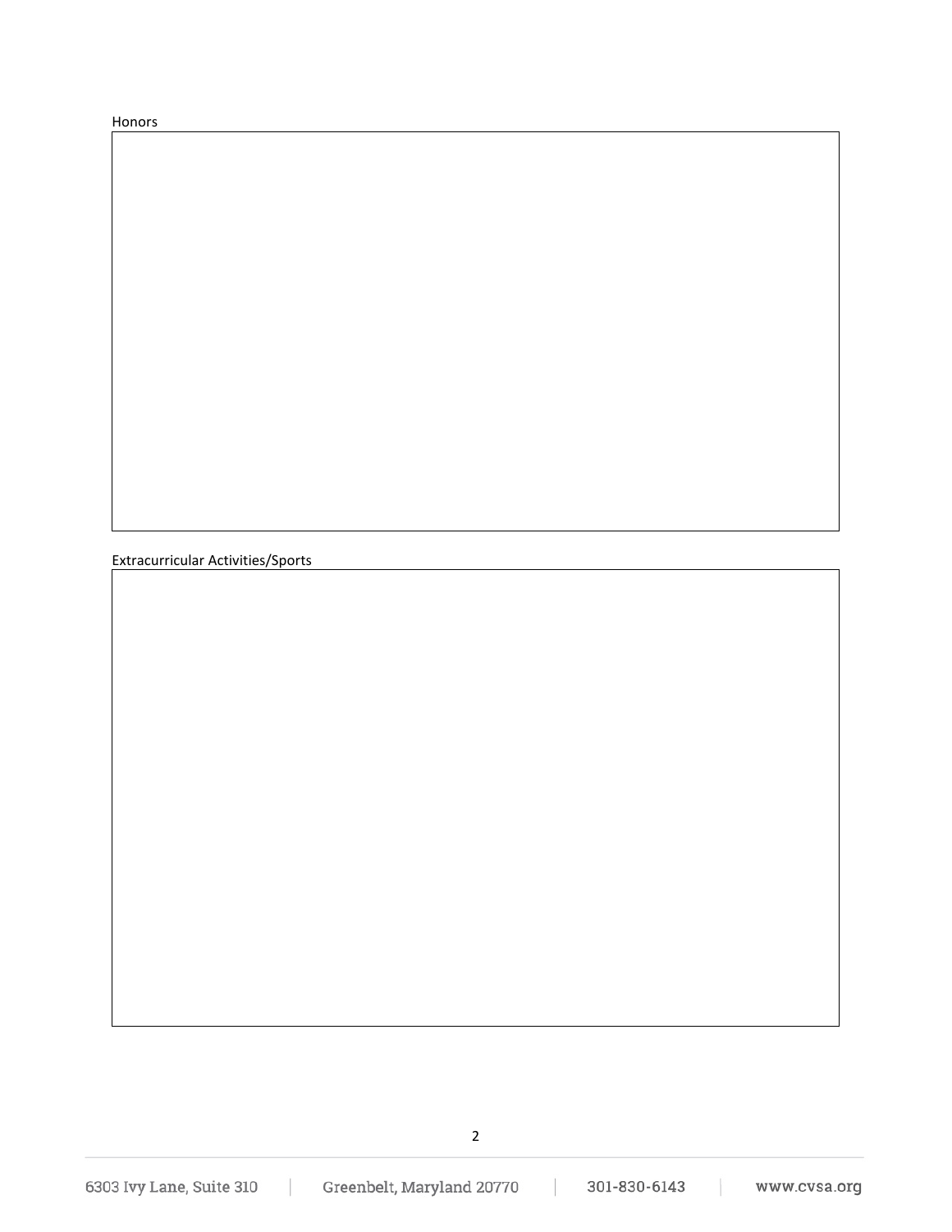Honors

Extracurricular Activities/Sports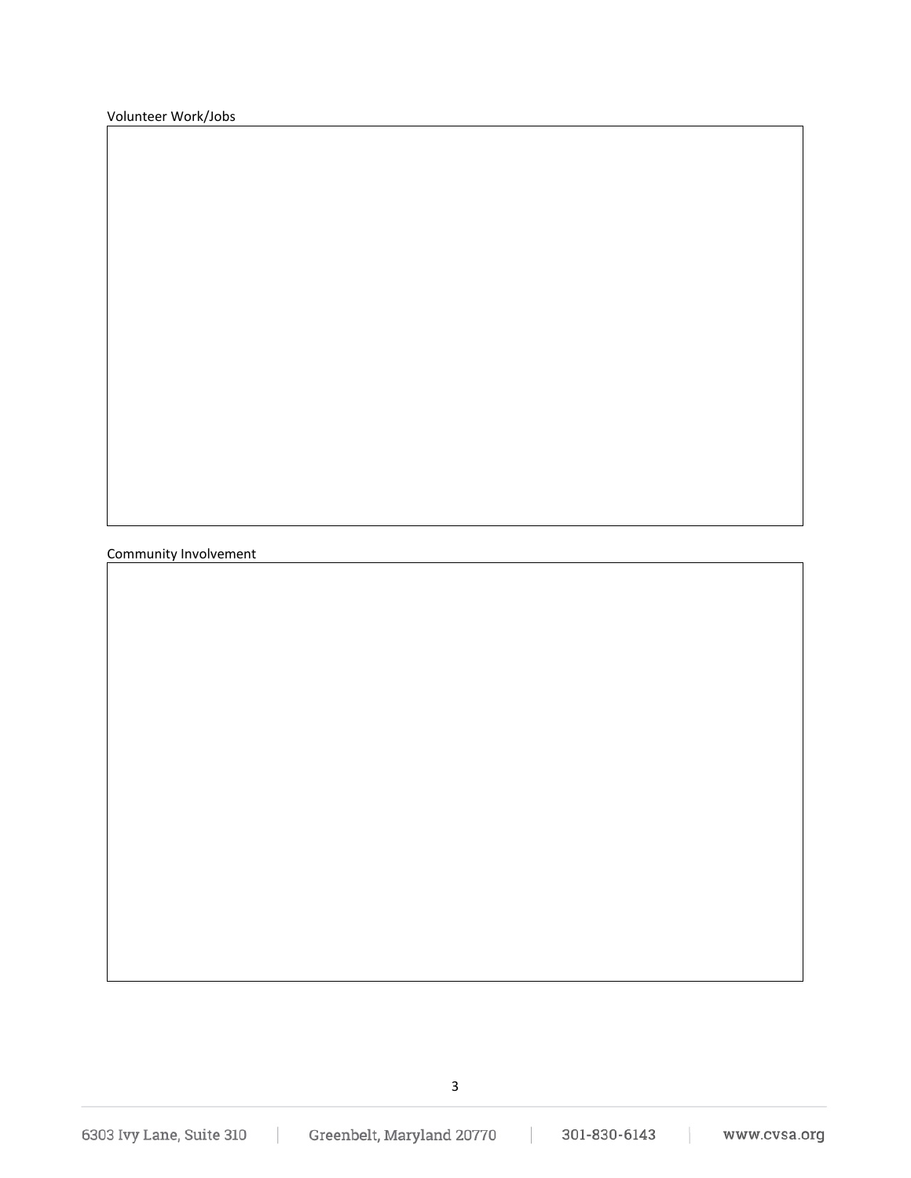Volunteer Work/Jobs

Community Involvement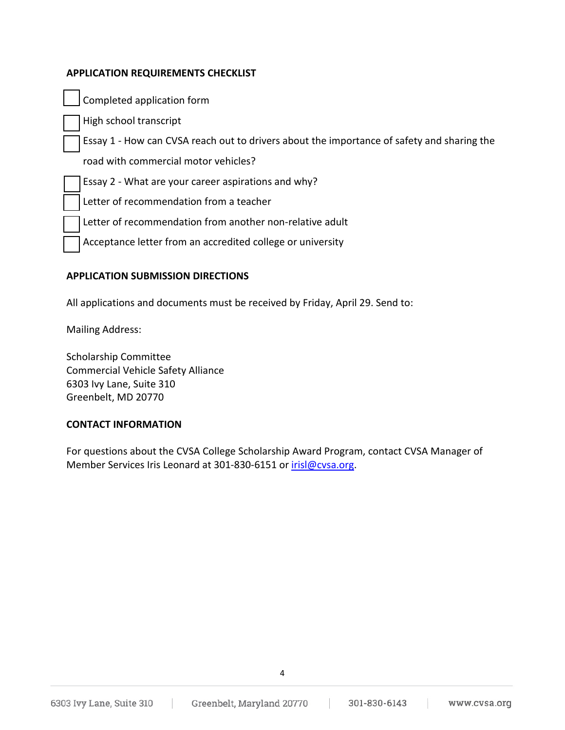**APPLICATION REQUIREMENTS CHECKLIST**

- [ ] Completed application form
- [ ] High school transcript
- [ ] Essay 1 - How can CVSA reach out to drivers about the importance of safety and sharing the road with commercial motor vehicles?
- [ ] Essay 2 - What are your career aspirations and why?
- [ ] Letter of recommendation from a teacher
- [ ] Letter of recommendation from another non-relative adult
- [ ] Acceptance letter from an accredited college or university

**APPLICATION SUBMISSION DIRECTIONS**

All applications and documents must be received by Friday, April 29. Send to:

Mailing Address:

Scholarship Committee
Commercial Vehicle Safety Alliance
6303 Ivy Lane, Suite 310
Greenbelt, MD 20770

**CONTACT INFORMATION**

For questions about the CVSA College Scholarship Award Program, contact CVSA Manager of Member Services Iris Leonard at 301-830-6151 or irisl@cvsa.org.